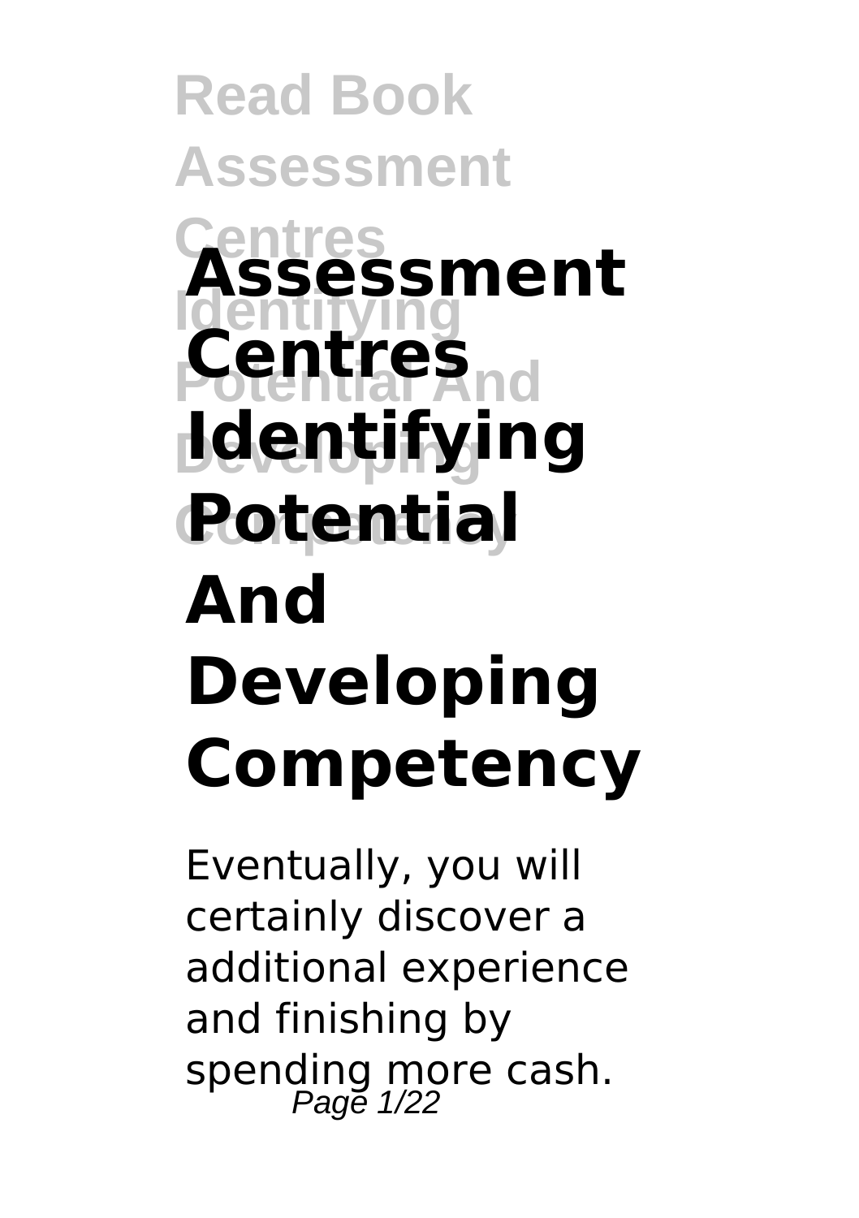# Assessment Centres Identifying Potential And Developing Competency

Eventually, you will certainly discover a additional experience and finishing by spending more cash.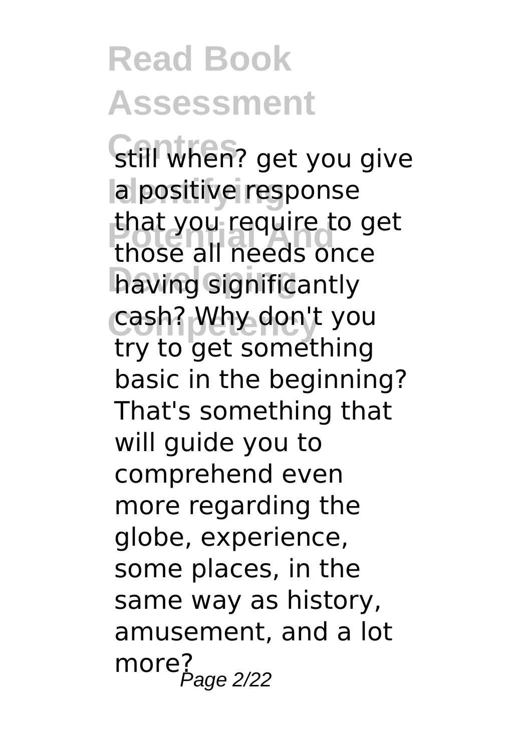still when? get you give a positive response that you require to get those all needs once having significantly cash? Why don't you try to get something basic in the beginning? That's something that will guide you to comprehend even more regarding the globe, experience, some places, in the same way as history, amusement, and a lot more?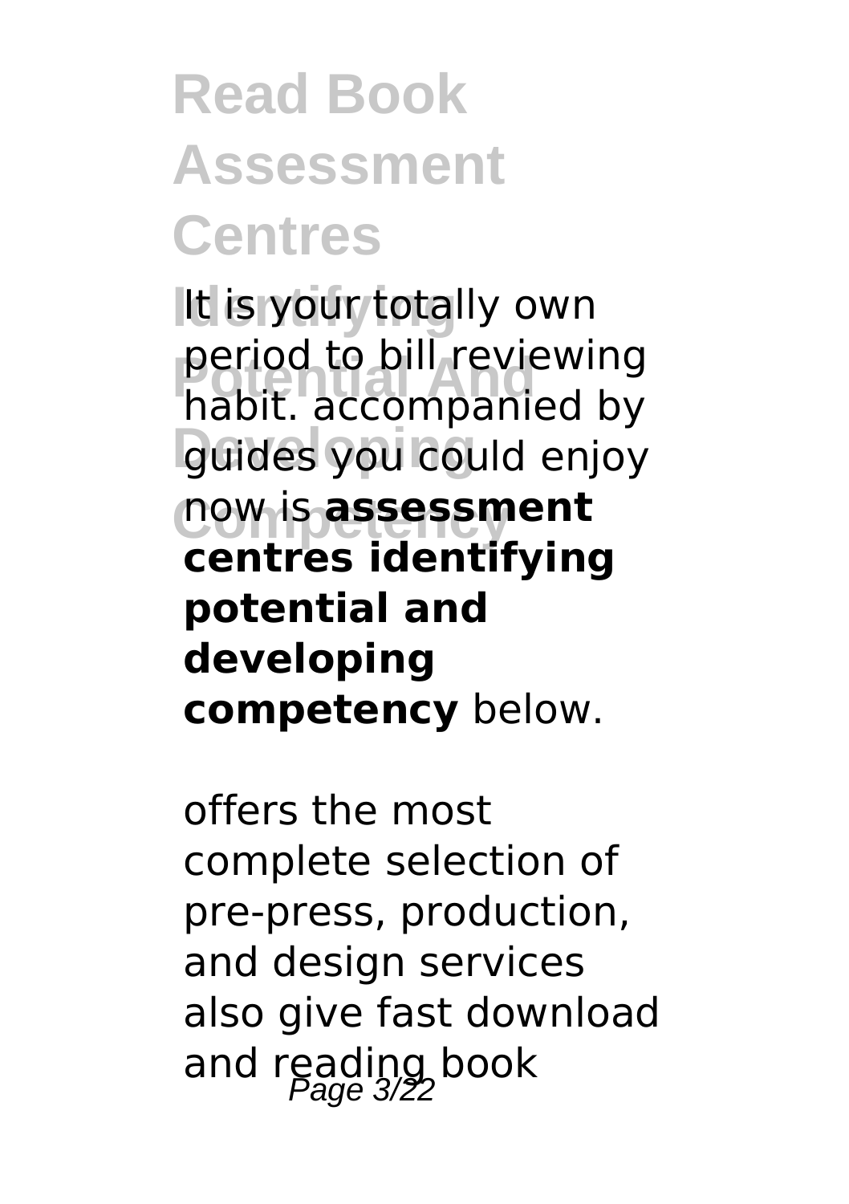It is your totally own period to bill reviewing habit. accompanied by guides you could enjoy now is **assessment centres identifying potential and developing competency** below.

offers the most complete selection of pre-press, production, and design services also give fast download and reading book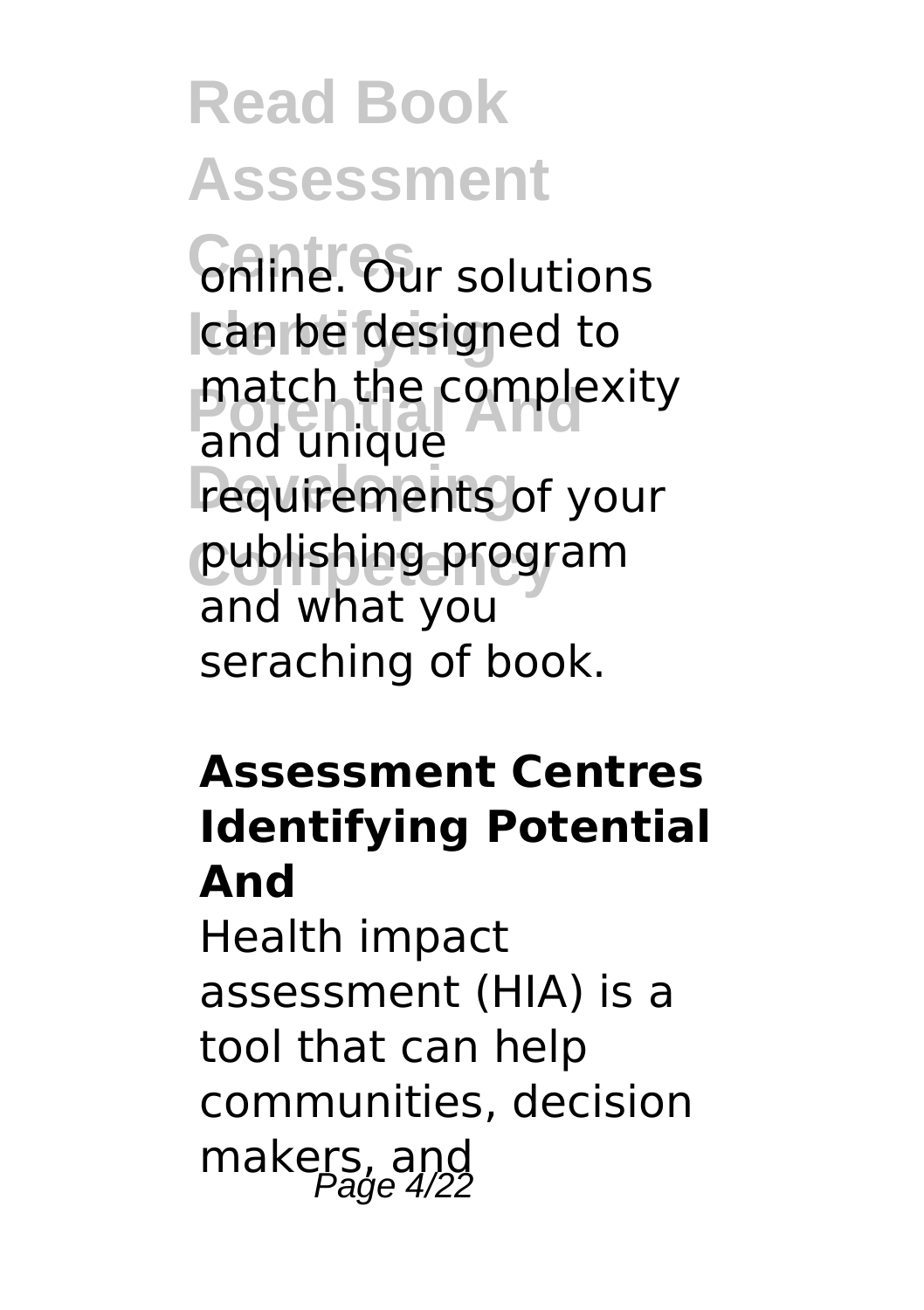online. Our solutions can be designed to match the complexity and unique requirements of your publishing program and what you seraching of book.

**Assessment Centres Identifying Potential And**

Health impact assessment (HIA) is a tool that can help communities, decision makers, and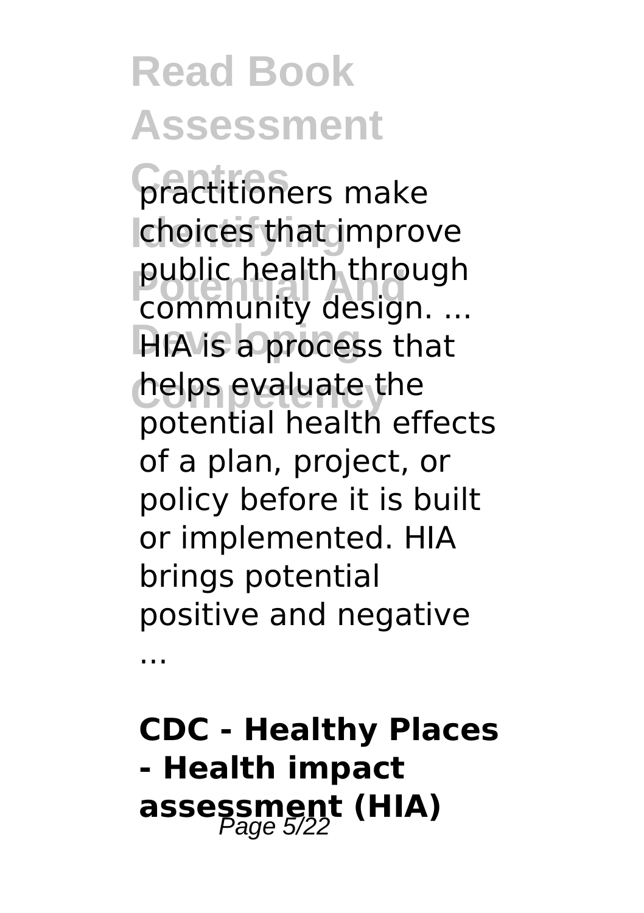practitioners make choices that improve public health through community design. ... HIA is a process that helps evaluate the potential health effects of a plan, project, or policy before it is built or implemented. HIA brings potential positive and negative ...

**CDC - Healthy Places - Health impact assessment (HIA)**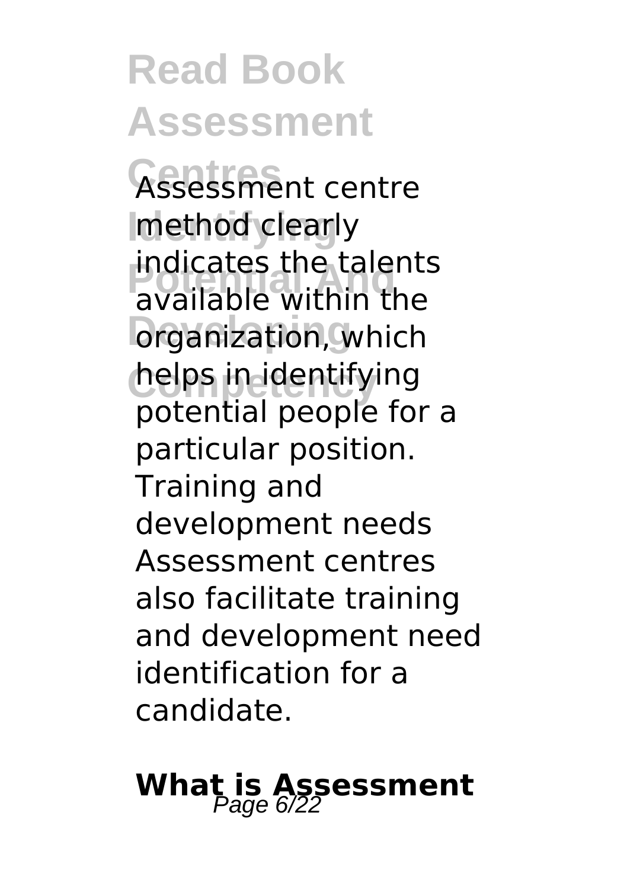Assessment centre method clearly indicates the talents available within the organization, which helps in identifying potential people for a particular position. Training and development needs Assessment centres also facilitate training and development need identification for a candidate.

## What is Assessment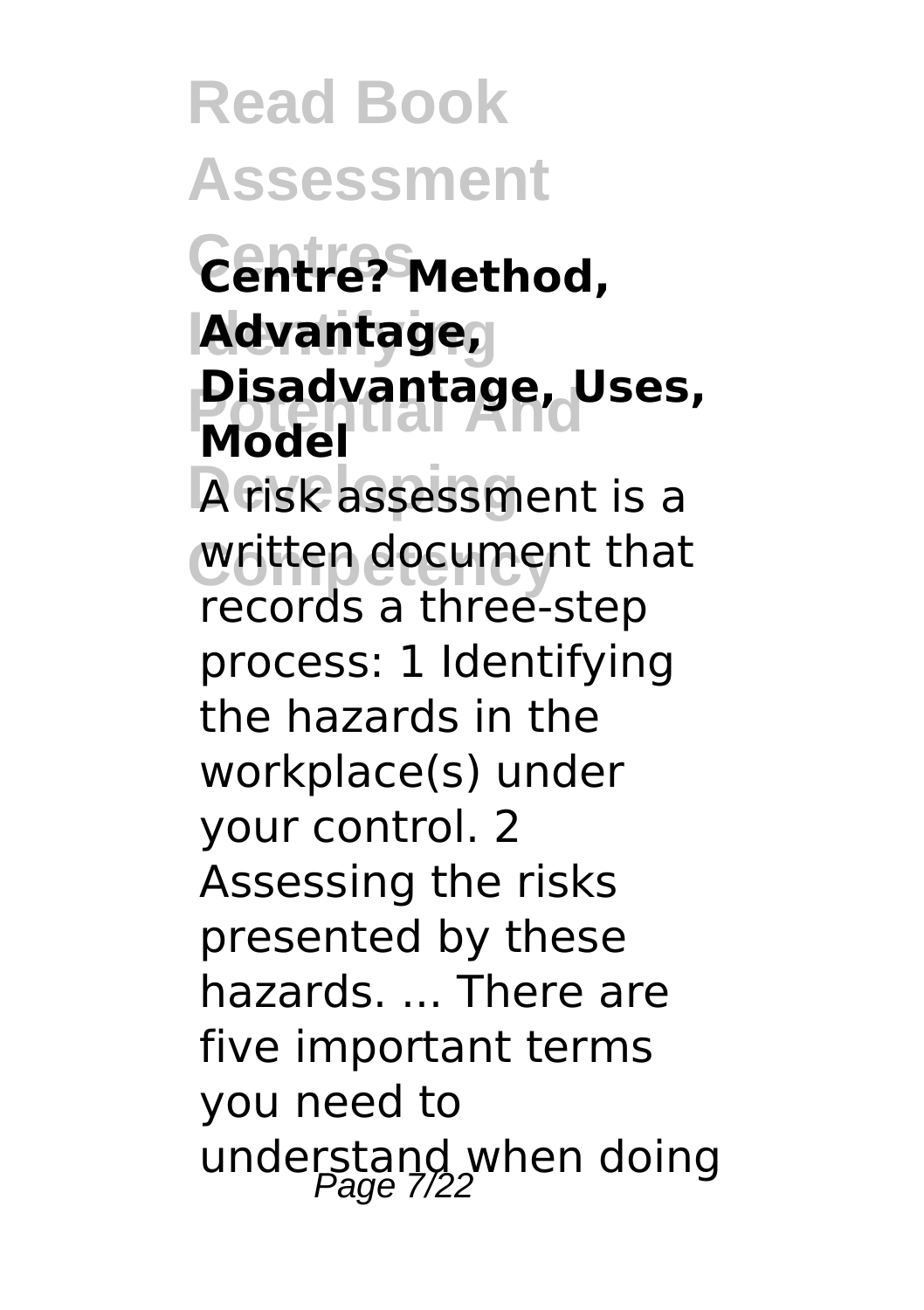**Centre? Method, Advantage, Disadvantage, Uses, Model**

A risk assessment is a written document that records a three-step process: 1 Identifying the hazards in the workplace(s) under your control. 2 Assessing the risks presented by these hazards. ... There are five important terms you need to understand when doing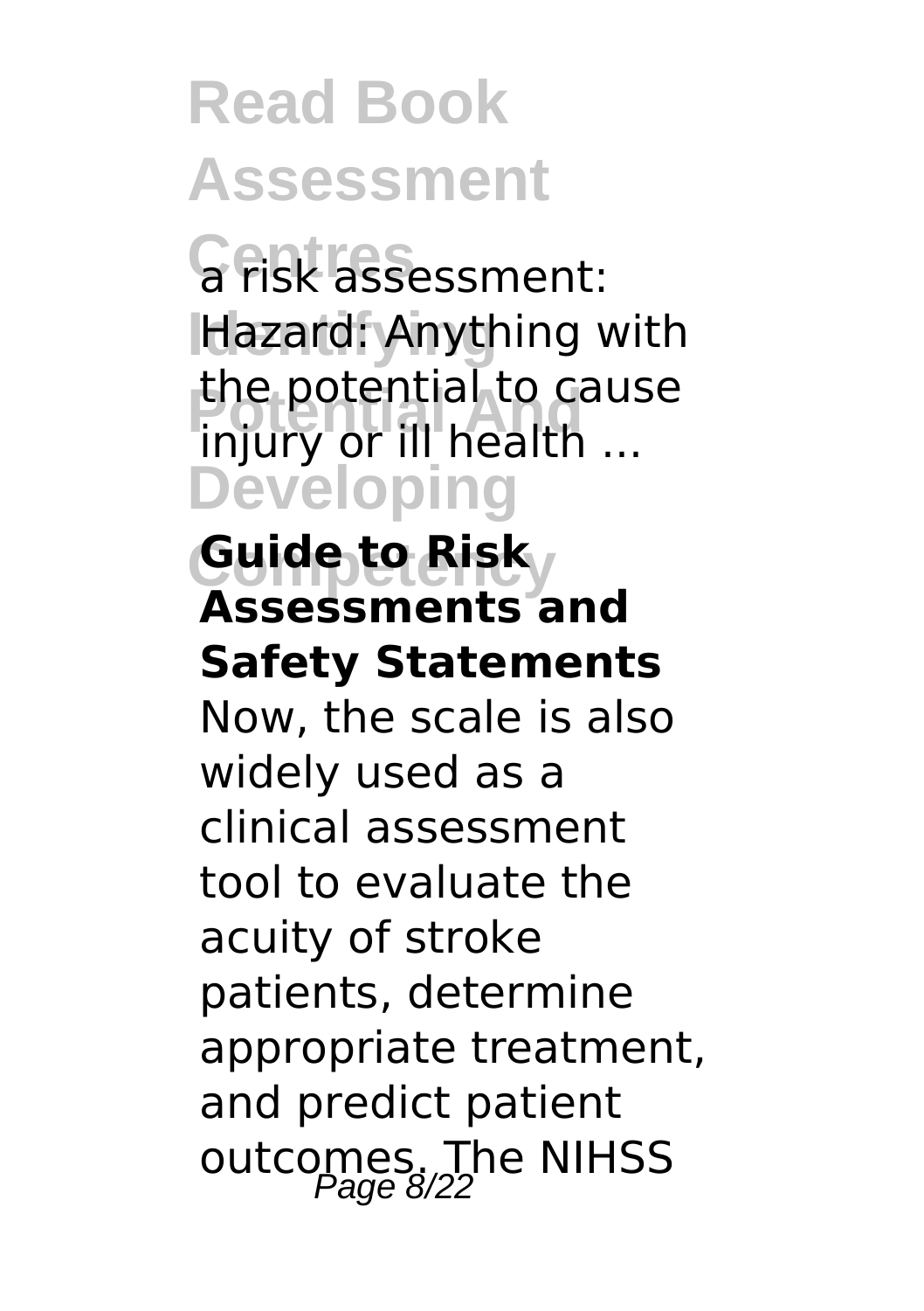a risk assessment: Hazard: Anything with the potential to cause injury or ill health ...

**Guide to Risk Assessments and Safety Statements**

Now, the scale is also widely used as a clinical assessment tool to evaluate the acuity of stroke patients, determine appropriate treatment, and predict patient outcomes. The NIHSS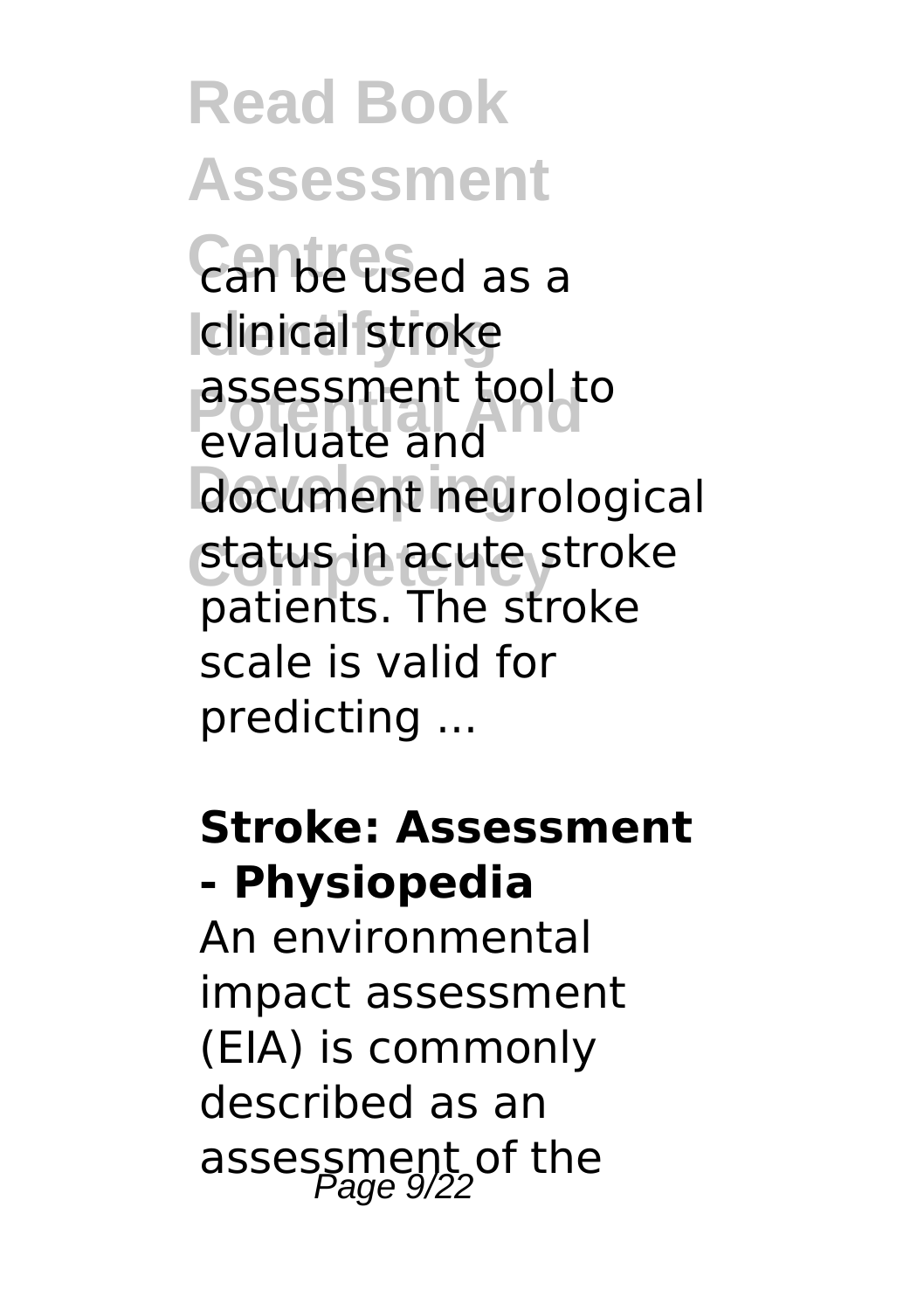can be used as a clinical stroke assessment tool to evaluate and document neurological status in acute stroke patients. The stroke scale is valid for predicting ...

**Stroke: Assessment - Physiopedia**

An environmental impact assessment (EIA) is commonly described as an assessment of the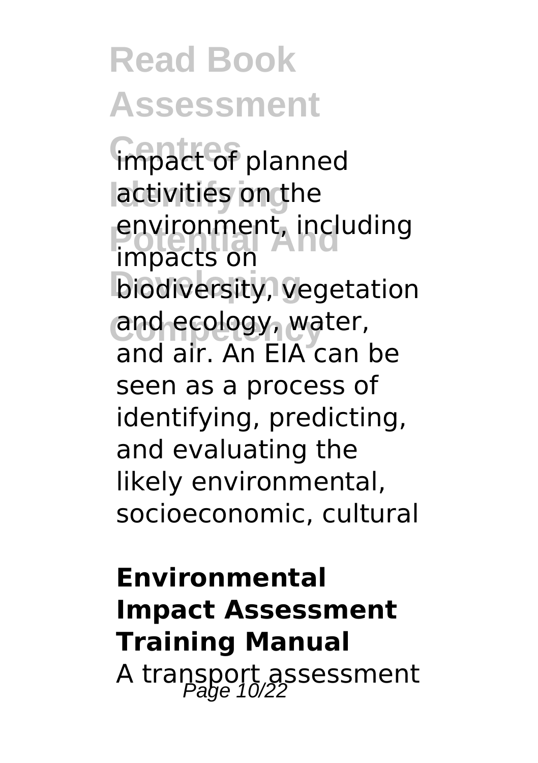impact of planned activities on the environment, including impacts on biodiversity, vegetation and ecology, water, and air. An EIA can be seen as a process of identifying, predicting, and evaluating the likely environmental, socioeconomic, cultural

**Environmental Impact Assessment Training Manual**

A transport assessment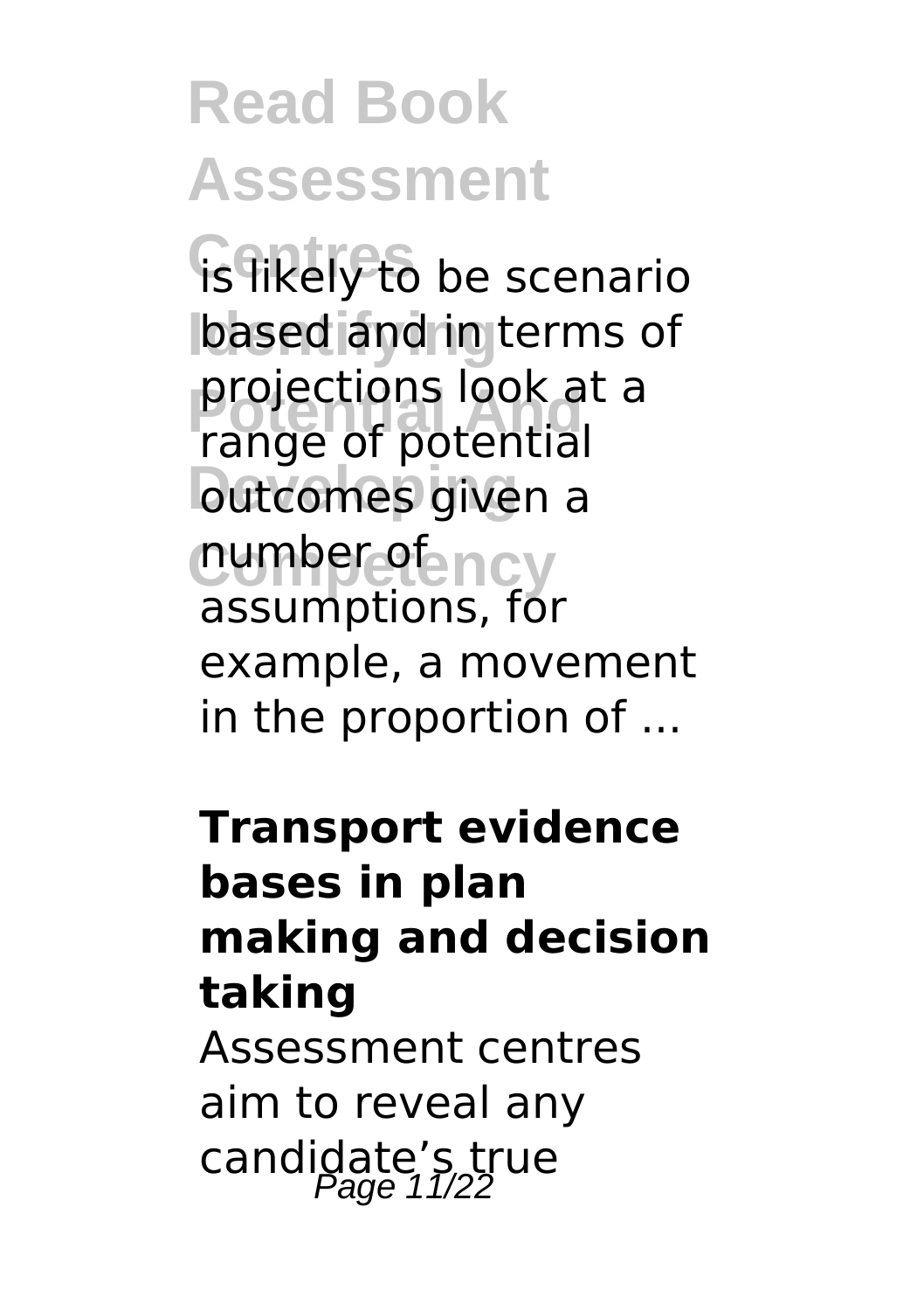is likely to be scenario based and in terms of projections look at a range of potential outcomes given a number of assumptions, for example, a movement in the proportion of ...

**Transport evidence bases in plan making and decision taking**

Assessment centres aim to reveal any candidate's true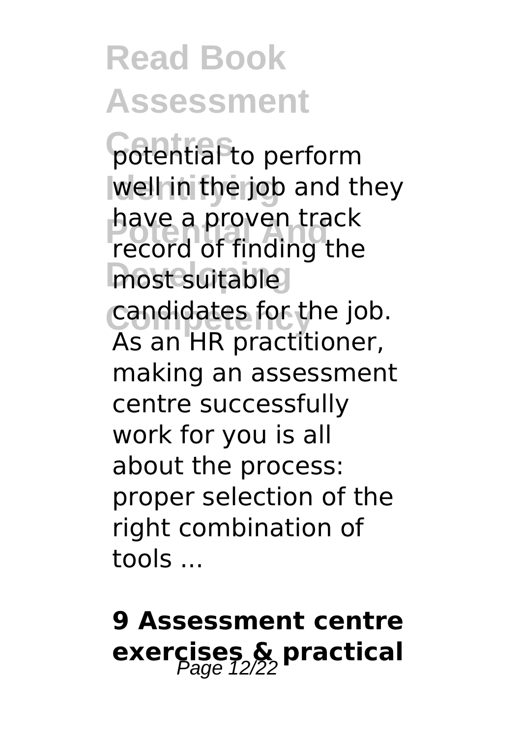potential to perform well in the job and they have a proven track record of finding the most suitable candidates for the job. As an HR practitioner, making an assessment centre successfully work for you is all about the process: proper selection of the right combination of tools ...

## 9 Assessment centre exercises & practical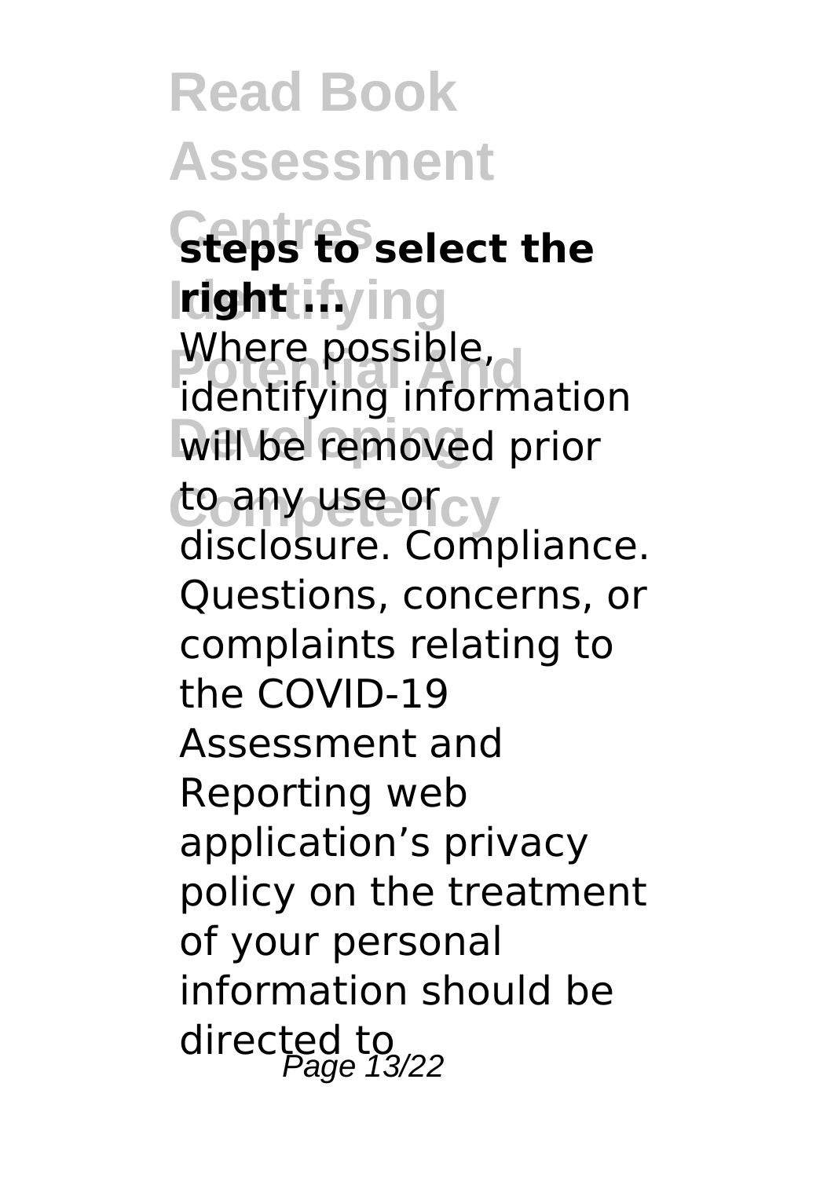**steps to select the right ...**

Where possible, identifying information will be removed prior to any use or disclosure. Compliance. Questions, concerns, or complaints relating to the COVID-19 Assessment and Reporting web application’s privacy policy on the treatment of your personal information should be directed to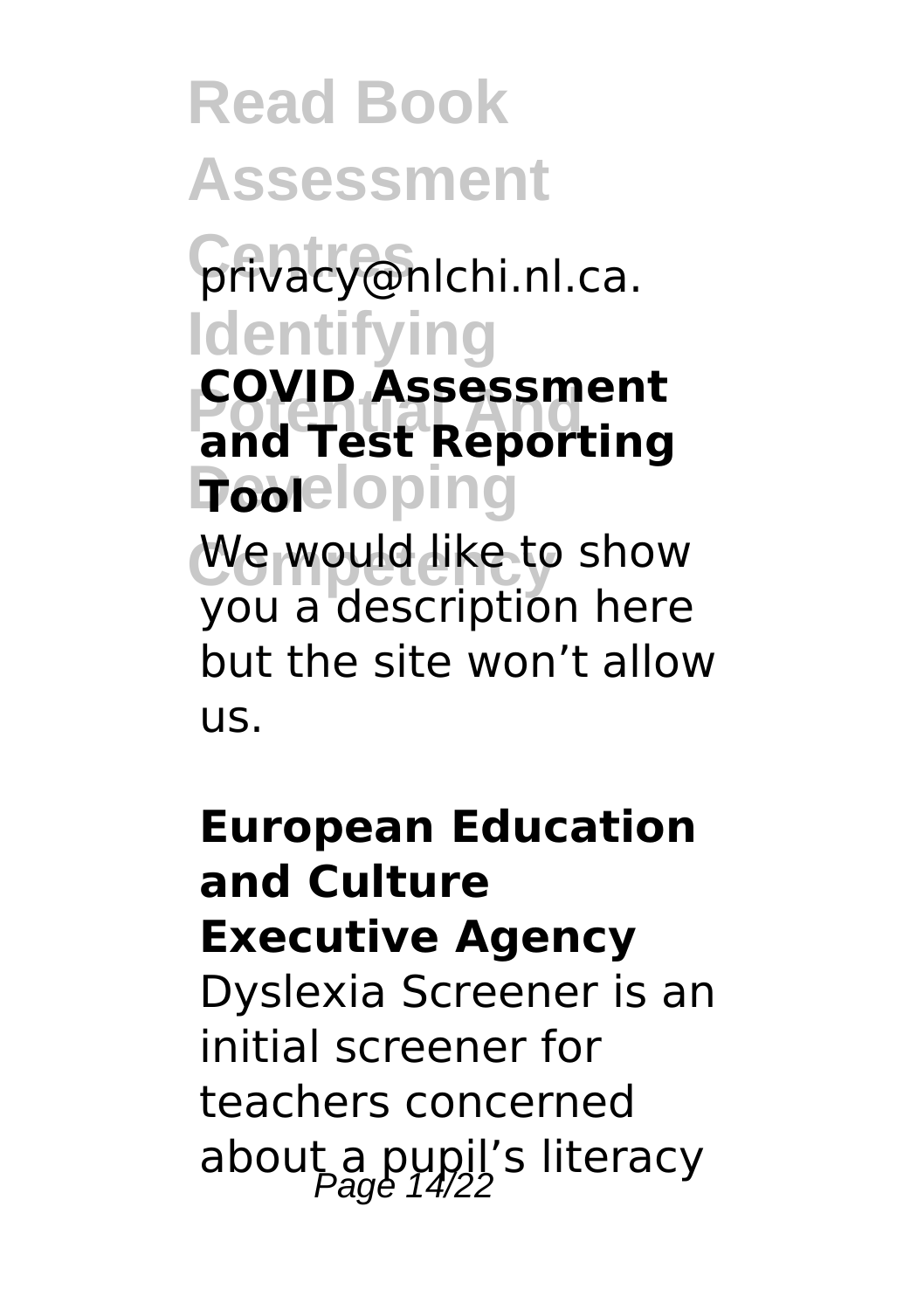privacy@nlchi.nl.ca.

**COVID Assessment and Test Reporting Tool**

We would like to show you a description here but the site won't allow us.

**European Education and Culture Executive Agency**

Dyslexia Screener is an initial screener for teachers concerned about a pupil's literacy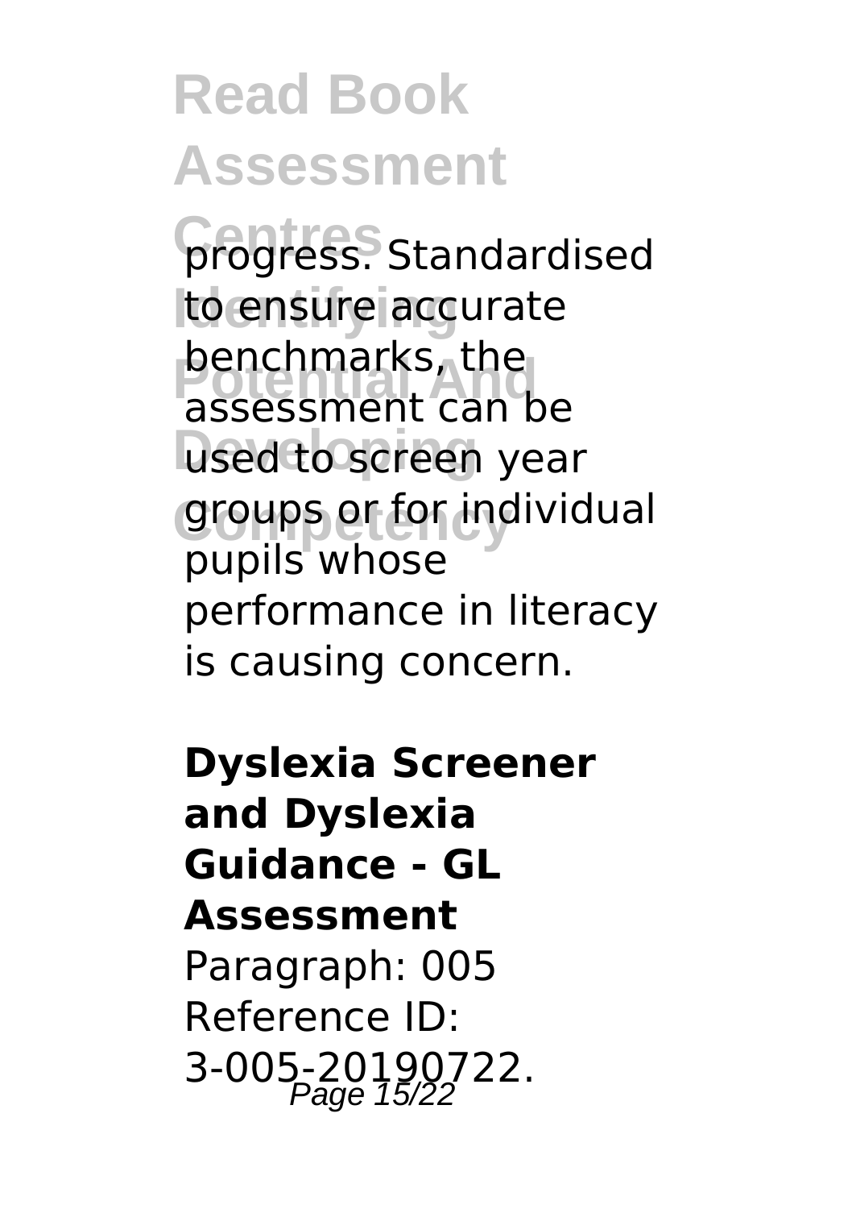progress. Standardised to ensure accurate benchmarks, the assessment can be used to screen year groups or for individual pupils whose performance in literacy is causing concern.

**Dyslexia Screener and Dyslexia Guidance - GL Assessment**

Paragraph: 005 Reference ID: 3-005-20190722.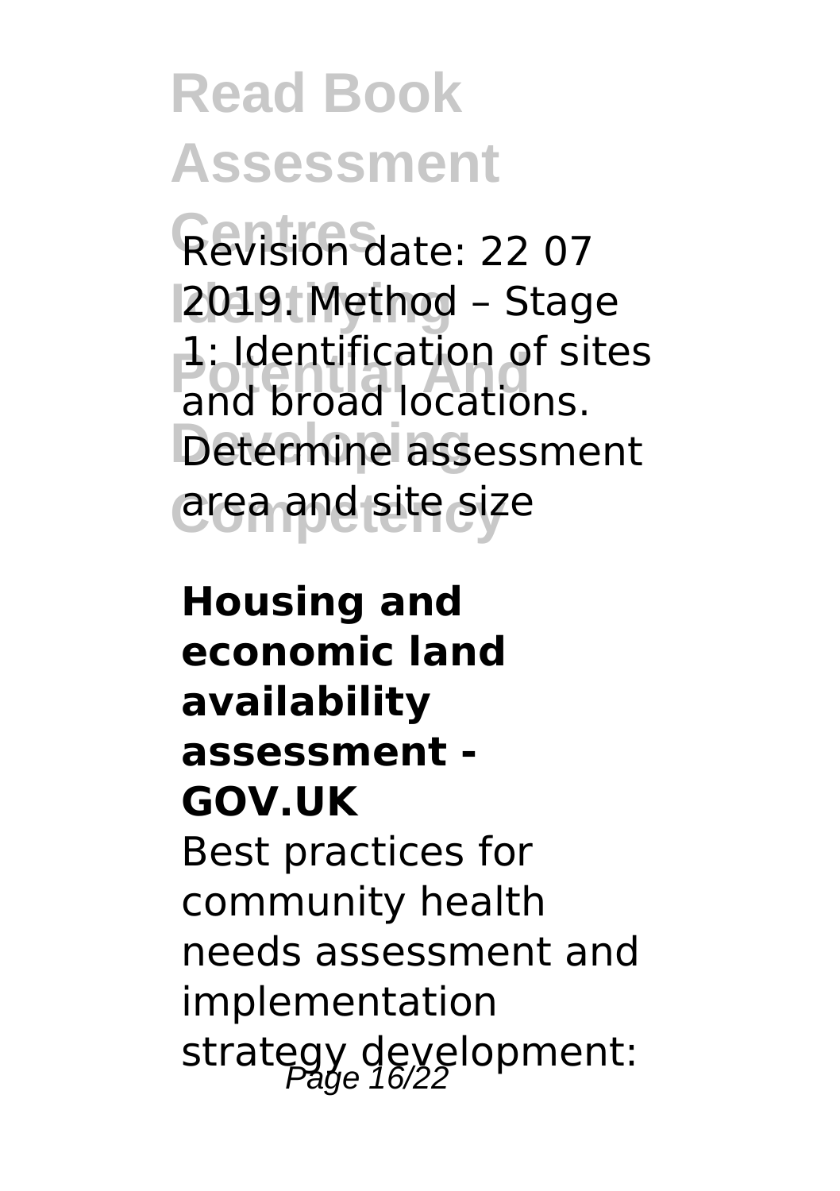Revision date: 22 07 2019. Method – Stage 1: Identification of sites and broad locations. Determine assessment area and site size

**Housing and economic land availability assessment - GOV.UK**

Best practices for community health needs assessment and implementation strategy development: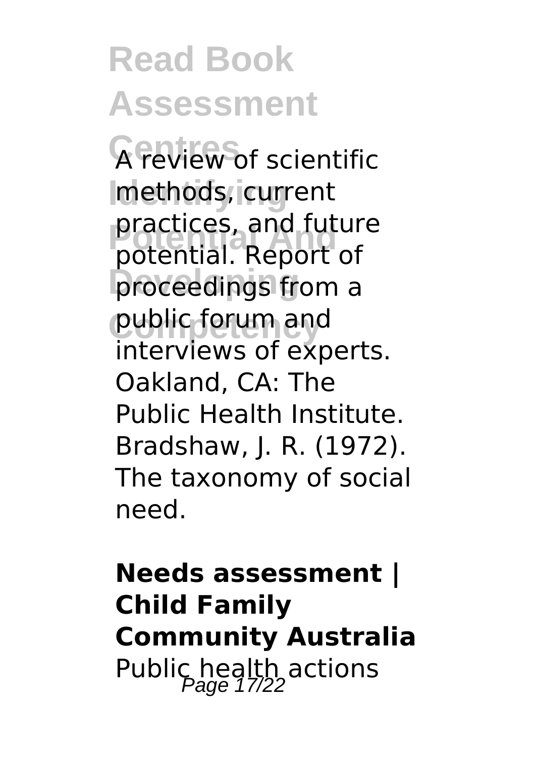A review of scientific methods, current practices, and future potential. Report of proceedings from a public forum and interviews of experts. Oakland, CA: The Public Health Institute. Bradshaw, J. R. (1972). The taxonomy of social need.

**Needs assessment | Child Family Community Australia**

Public health actions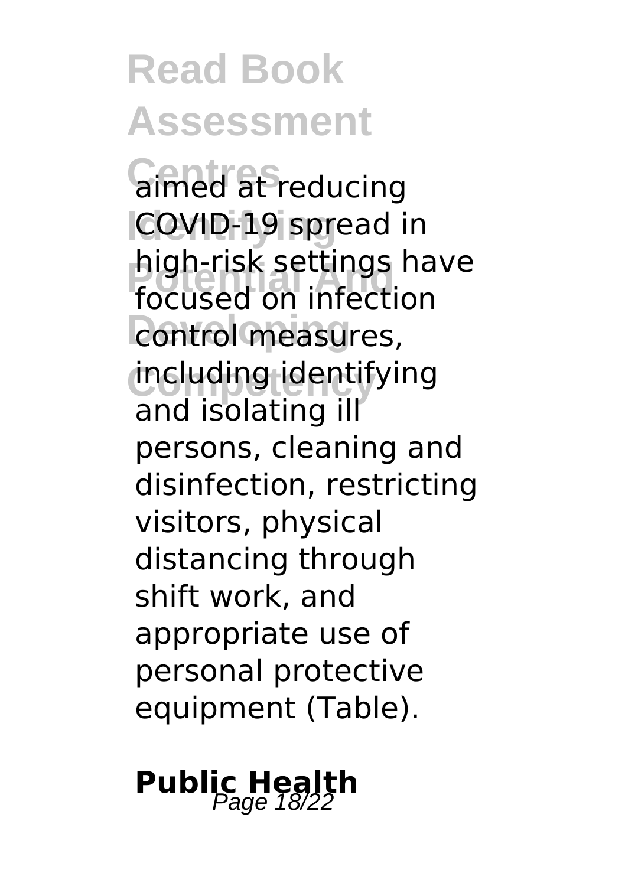aimed at reducing COVID-19 spread in high-risk settings have focused on infection control measures, including identifying and isolating ill persons, cleaning and disinfection, restricting visitors, physical distancing through shift work, and appropriate use of personal protective equipment (Table).

**Public Health**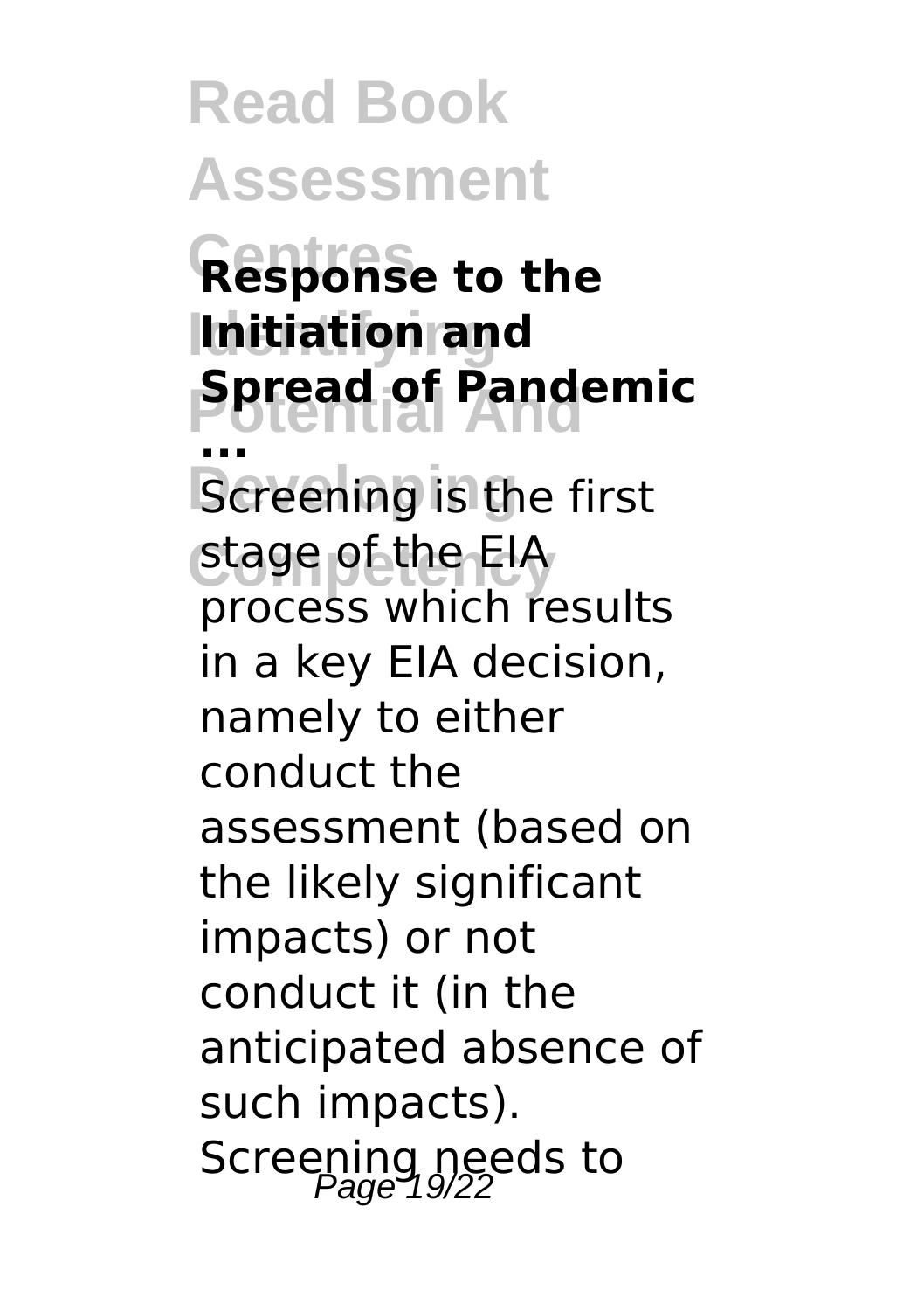**Response to the Initiation and Spread of Pandemic ...**

Screening is the first stage of the EIA process which results in a key EIA decision, namely to either conduct the assessment (based on the likely significant impacts) or not conduct it (in the anticipated absence of such impacts). Screening needs to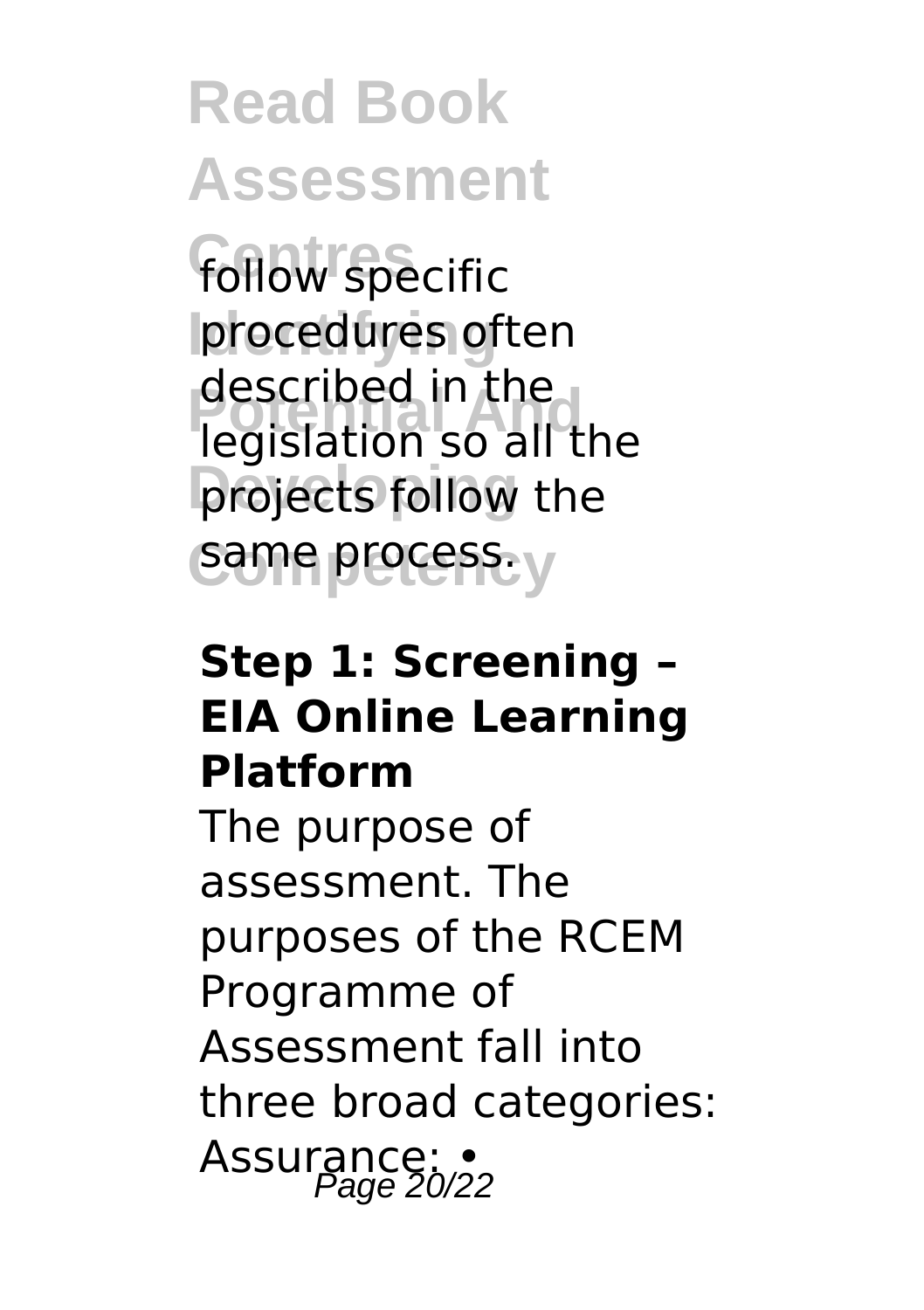follow specific procedures often described in the legislation so all the projects follow the same process.

**Step 1: Screening – EIA Online Learning Platform**

The purpose of assessment. The purposes of the RCEM Programme of Assessment fall into three broad categories: Assurance: •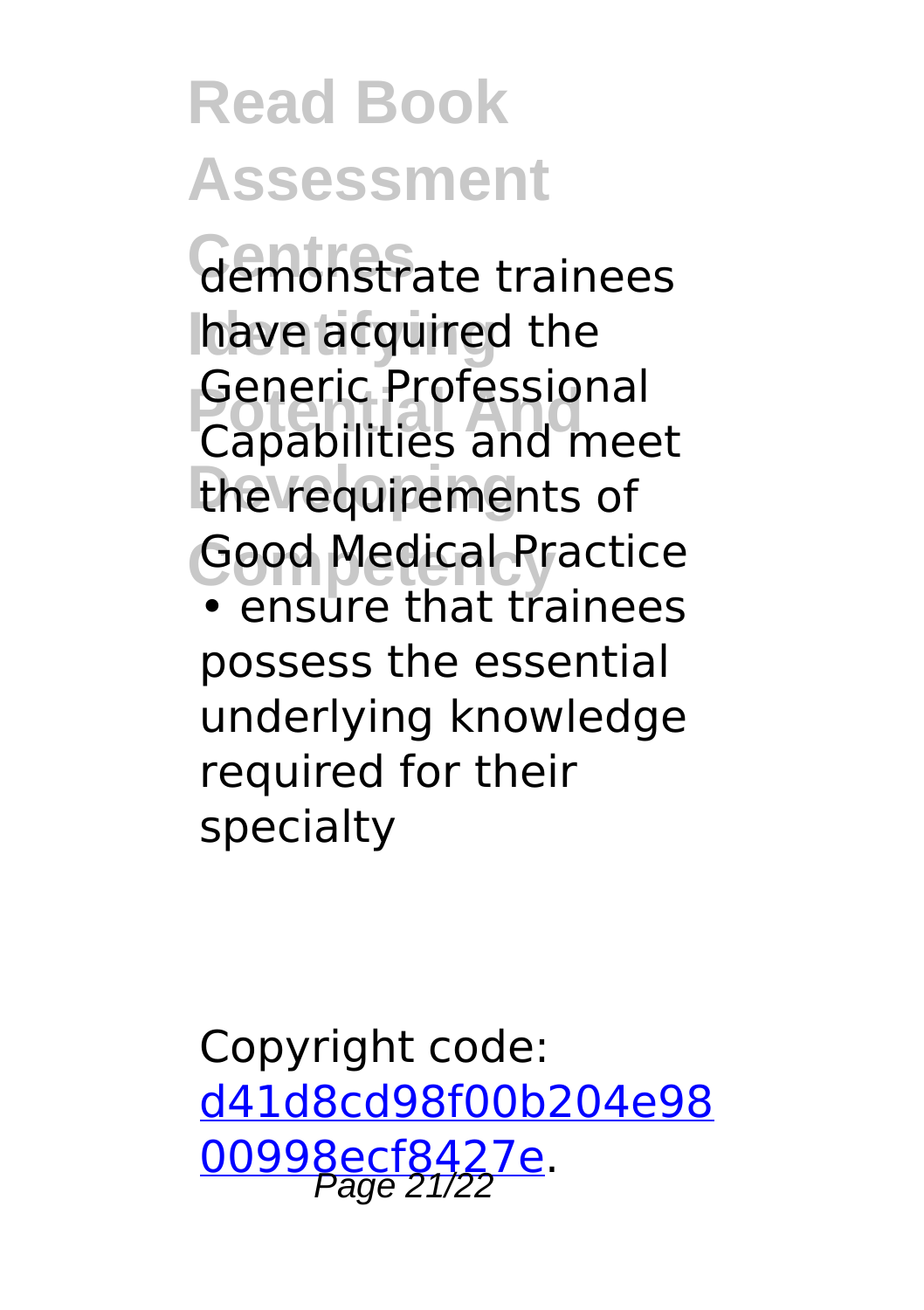demonstrate trainees have acquired the Generic Professional Capabilities and meet the requirements of Good Medical Practice

• ensure that trainees possess the essential underlying knowledge required for their specialty

Copyright code: [d41d8cd98f00b204e9800998ecf8427e](d41d8cd98f00b204e9800998ecf8427e).